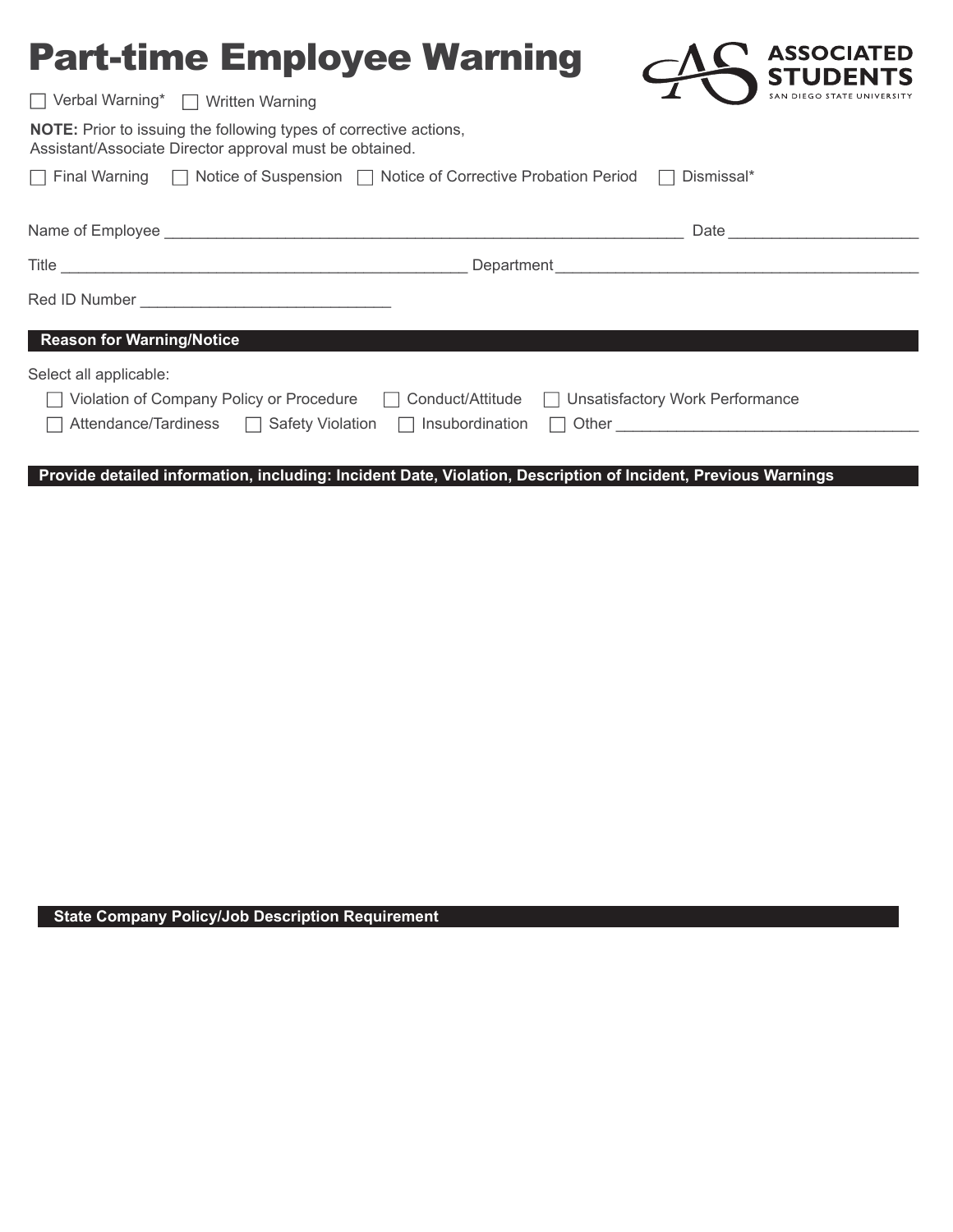# Part-time Employee Warning

ASSOCIATED STUDENTS
SAN DIEGO STATE UNIVERSITY

☐ Verbal Warning* ☐ Written Warning

**NOTE:** Prior to issuing the following types of corrective actions, Assistant/Associate Director approval must be obtained.

☐ Final Warning ☐ Notice of Suspension ☐ Notice of Corrective Probation Period ☐ Dismissal*

Name of Employee _______________________________________________ Date ____________________

Title ____________________________________ Department ________________________________

Red ID Number ________________________

## Reason for Warning/Notice

Select all applicable:

☐ Violation of Company Policy or Procedure ☐ Conduct/Attitude ☐ Unsatisfactory Work Performance

☐ Attendance/Tardiness ☐ Safety Violation ☐ Insubordination ☐ Other ____________________________

## Provide detailed information, including: Incident Date, Violation, Description of Incident, Previous Warnings

## State Company Policy/Job Description Requirement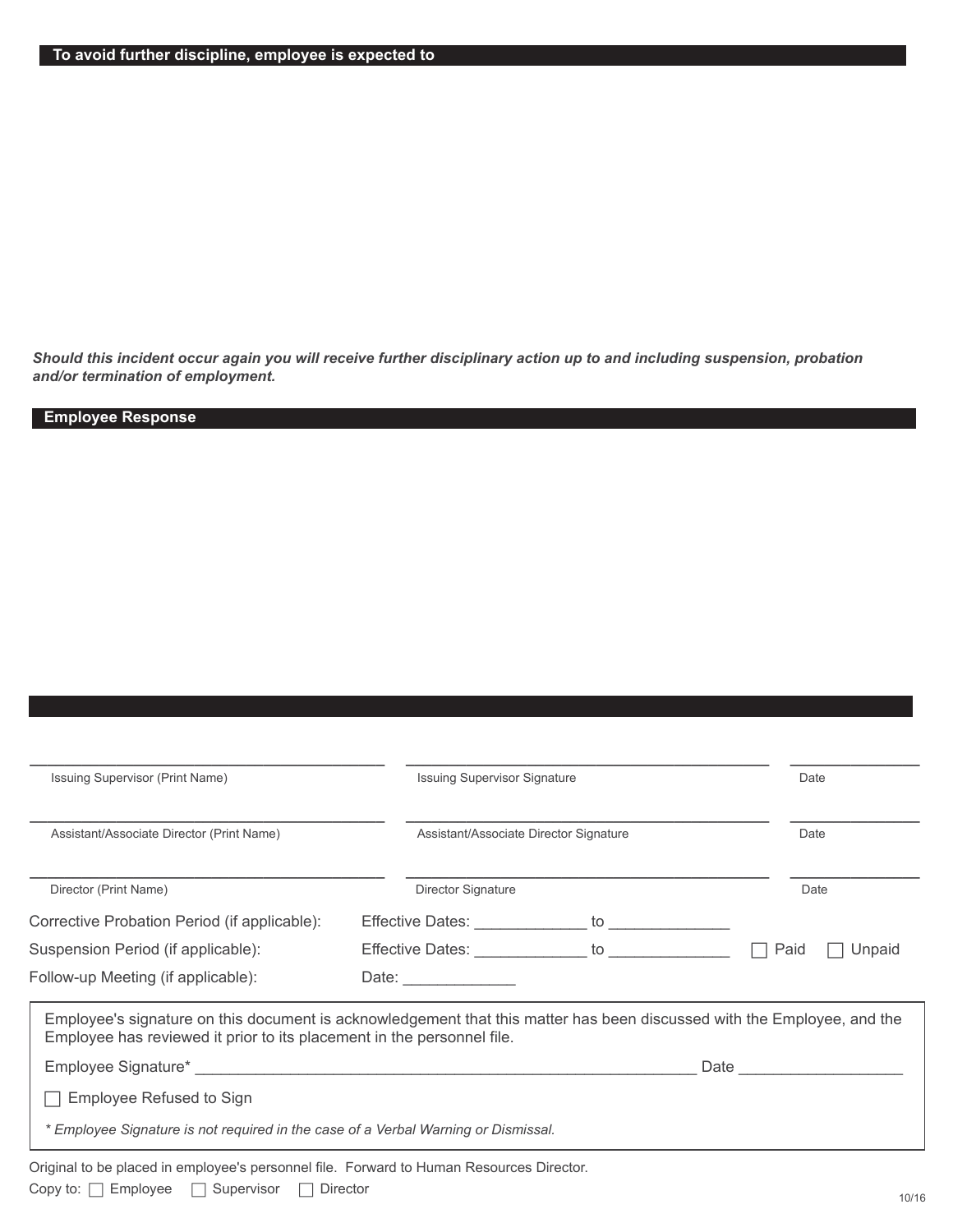## To avoid further discipline, employee is expected to

***Should this incident occur again you will receive further disciplinary action up to and including suspension, probation and/or termination of employment.***

## Employee Response

| | | |
|---|---|---|
| ______________________________ | ______________________________ | __________ |
| Issuing Supervisor (Print Name) | Issuing Supervisor Signature | Date |
| ______________________________ | ______________________________ | __________ |
| Assistant/Associate Director (Print Name) | Assistant/Associate Director Signature | Date |
| ______________________________ | ______________________________ | __________ |
| Director (Print Name) | Director Signature | Date |

Corrective Probation Period (if applicable): Effective Dates: _____________ to _____________

Suspension Period (if applicable): Effective Dates: _____________ to _____________ ☐ Paid ☐ Unpaid

Follow-up Meeting (if applicable): Date: _____________

Employee's signature on this document is acknowledgement that this matter has been discussed with the Employee, and the Employee has reviewed it prior to its placement in the personnel file.

Employee Signature* ____________________________________________ Date _______________

☐ Employee Refused to Sign

*\* Employee Signature is not required in the case of a Verbal Warning or Dismissal.*

Original to be placed in employee's personnel file. Forward to Human Resources Director.

Copy to: ☐ Employee ☐ Supervisor ☐ Director

10/16